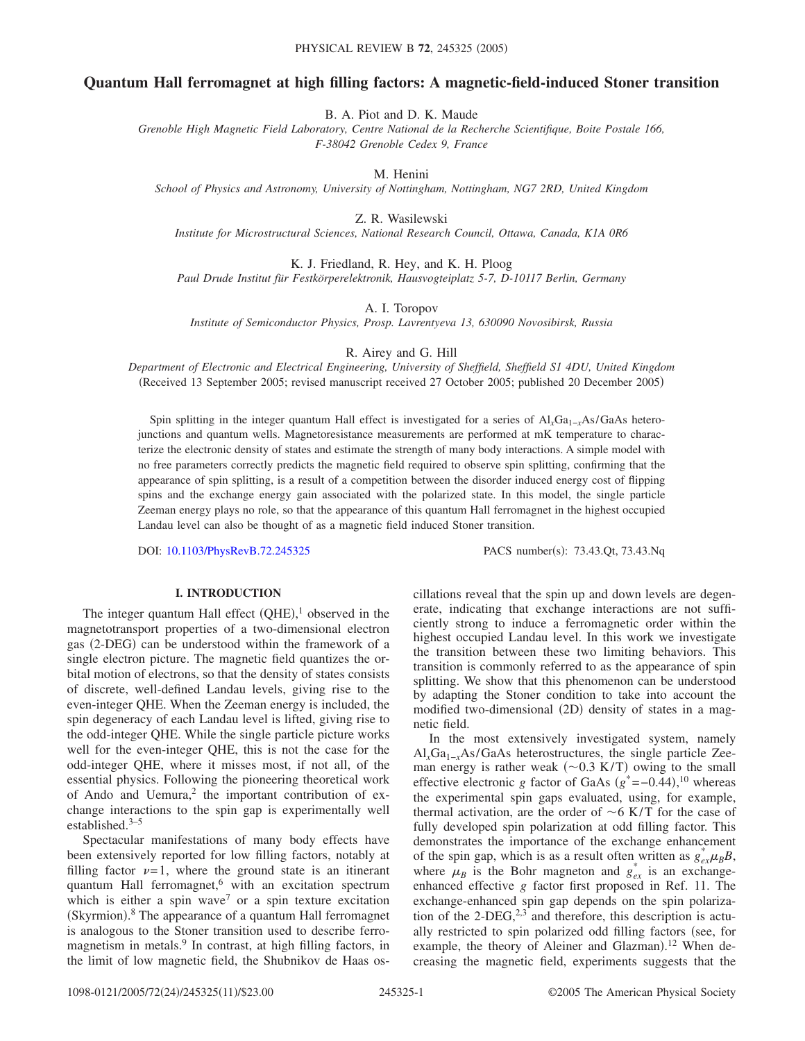# Quantum Hall ferromagnet at high filling factors: A magnetic-field-induced Stoner transition

B. A. Piot and D. K. Maude

*Grenoble High Magnetic Field Laboratory, Centre National de la Recherche Scientifique, Boite Postale 166, F-38042 Grenoble Cedex 9, France*

M. Henini

*School of Physics and Astronomy, University of Nottingham, Nottingham, NG7 2RD, United Kingdom*

Z. R. Wasilewski

*Institute for Microstructural Sciences, National Research Council, Ottawa, Canada, K1A 0R6*

K. J. Friedland, R. Hey, and K. H. Ploog

*Paul Drude Institut für Festkörperelektronik, Hausvogteiplatz 5-7, D-10117 Berlin, Germany*

A. I. Toropov

*Institute of Semiconductor Physics, Prosp. Lavrentyeva 13, 630090 Novosibirsk, Russia*

R. Airey and G. Hill

*Department of Electronic and Electrical Engineering, University of Sheffield, Sheffield S1 4DU, United Kingdom*

(Received 13 September 2005; revised manuscript received 27 October 2005; published 20 December 2005)

Spin splitting in the integer quantum Hall effect is investigated for a series of $Al_xGa_{1-x}As/GaAs$ heterojunctions and quantum wells. Magnetoresistance measurements are performed at mK temperature to characterize the electronic density of states and estimate the strength of many body interactions. A simple model with no free parameters correctly predicts the magnetic field required to observe spin splitting, confirming that the appearance of spin splitting, is a result of a competition between the disorder induced energy cost of flipping spins and the exchange energy gain associated with the polarized state. In this model, the single particle Zeeman energy plays no role, so that the appearance of this quantum Hall ferromagnet in the highest occupied Landau level can also be thought of as a magnetic field induced Stoner transition.

DOI: 10.1103/PhysRevB.72.245325 PACS number(s): 73.43.Qt, 73.43.Nq

## I. INTRODUCTION

The integer quantum Hall effect (QHE),[1] observed in the magnetotransport properties of a two-dimensional electron gas (2-DEG) can be understood within the framework of a single electron picture. The magnetic field quantizes the orbital motion of electrons, so that the density of states consists of discrete, well-defined Landau levels, giving rise to the even-integer QHE. When the Zeeman energy is included, the spin degeneracy of each Landau level is lifted, giving rise to the odd-integer QHE. While the single particle picture works well for the even-integer QHE, this is not the case for the odd-integer QHE, where it misses most, if not all, of the essential physics. Following the pioneering theoretical work of Ando and Uemura,[2] the important contribution of exchange interactions to the spin gap is experimentally well established.[3–5]

Spectacular manifestations of many body effects have been extensively reported for low filling factors, notably at filling factor $\nu=1$, where the ground state is an itinerant quantum Hall ferromagnet,[6] with an excitation spectrum which is either a spin wave[7] or a spin texture excitation (Skyrmion).[8] The appearance of a quantum Hall ferromagnet is analogous to the Stoner transition used to describe ferromagnetism in metals.[9] In contrast, at high filling factors, in the limit of low magnetic field, the Shubnikov de Haas oscillations reveal that the spin up and down levels are degenerate, indicating that exchange interactions are not sufficiently strong to induce a ferromagnetic order within the highest occupied Landau level. In this work we investigate the transition between these two limiting behaviors. This transition is commonly referred to as the appearance of spin splitting. We show that this phenomenon can be understood by adapting the Stoner condition to take into account the modified two-dimensional (2D) density of states in a magnetic field.

In the most extensively investigated system, namely $Al_xGa_{1-x}As/GaAs$ heterostructures, the single particle Zeeman energy is rather weak (~0.3 K/T) owing to the small effective electronic $g$ factor of GaAs ($g^*=-0.44$),[10] whereas the experimental spin gaps evaluated, using, for example, thermal activation, are the order of ~6 K/T for the case of fully developed spin polarization at odd filling factor. This demonstrates the importance of the exchange enhancement of the spin gap, which is as a result often written as $g^*_{ex}\mu_B B$, where $\mu_B$ is the Bohr magneton and $g^*_{ex}$ is an exchange-enhanced effective $g$ factor first proposed in Ref. 11. The exchange-enhanced spin gap depends on the spin polarization of the 2-DEG,[2,3] and therefore, this description is actually restricted to spin polarized odd filling factors (see, for example, the theory of Aleiner and Glazman).[12] When decreasing the magnetic field, experiments suggests that the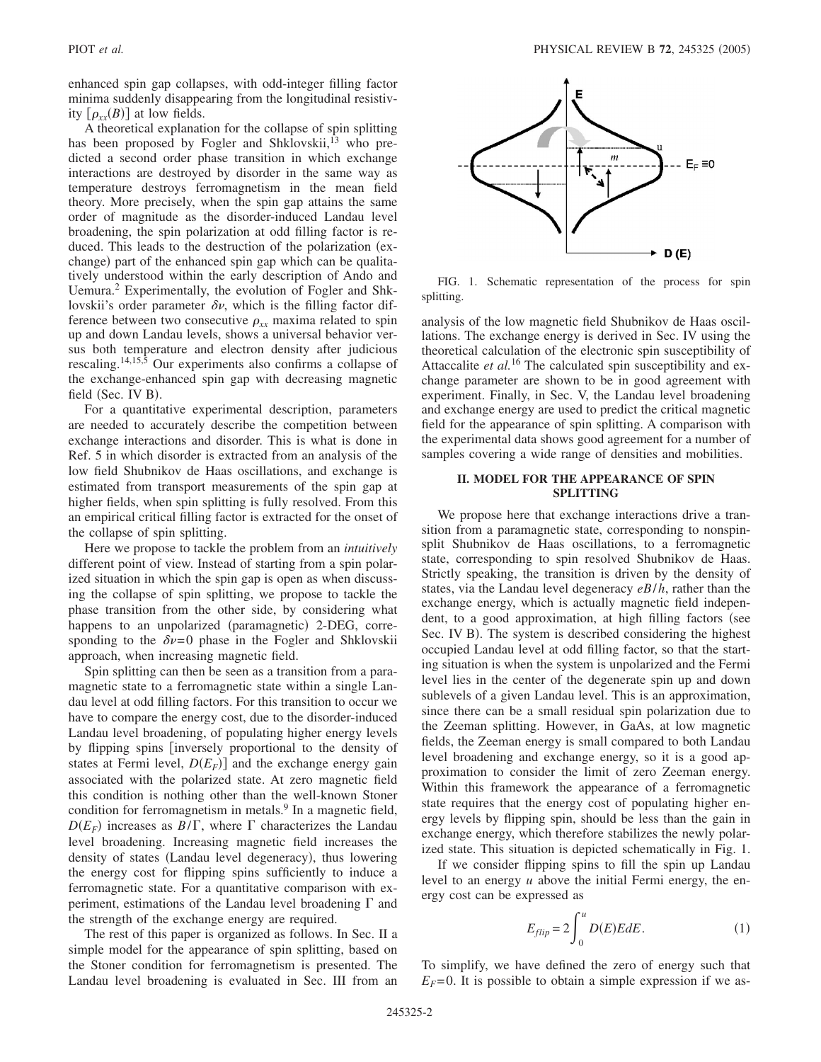enhanced spin gap collapses, with odd-integer filling factor minima suddenly disappearing from the longitudinal resistivity $[\rho_{xx}(B)]$ at low fields.

A theoretical explanation for the collapse of spin splitting has been proposed by Fogler and Shklovskii,[13] who predicted a second order phase transition in which exchange interactions are destroyed by disorder in the same way as temperature destroys ferromagnetism in the mean field theory. More precisely, when the spin gap attains the same order of magnitude as the disorder-induced Landau level broadening, the spin polarization at odd filling factor is reduced. This leads to the destruction of the polarization (exchange) part of the enhanced spin gap which can be qualitatively understood within the early description of Ando and Uemura.[2] Experimentally, the evolution of Fogler and Shklovskii's order parameter $\delta\nu$, which is the filling factor difference between two consecutive $\rho_{xx}$ maxima related to spin up and down Landau levels, shows a universal behavior versus both temperature and electron density after judicious rescaling.[14,15,5] Our experiments also confirms a collapse of the exchange-enhanced spin gap with decreasing magnetic field (Sec. IV B).

For a quantitative experimental description, parameters are needed to accurately describe the competition between exchange interactions and disorder. This is what is done in Ref. 5 in which disorder is extracted from an analysis of the low field Shubnikov de Haas oscillations, and exchange is estimated from transport measurements of the spin gap at higher fields, when spin splitting is fully resolved. From this an empirical critical filling factor is extracted for the onset of the collapse of spin splitting.

Here we propose to tackle the problem from an *intuitively* different point of view. Instead of starting from a spin polarized situation in which the spin gap is open as when discussing the collapse of spin splitting, we propose to tackle the phase transition from the other side, by considering what happens to an unpolarized (paramagnetic) 2-DEG, corresponding to the $\delta\nu=0$ phase in the Fogler and Shklovskii approach, when increasing magnetic field.

Spin splitting can then be seen as a transition from a paramagnetic state to a ferromagnetic state within a single Landau level at odd filling factors. For this transition to occur we have to compare the energy cost, due to the disorder-induced Landau level broadening, of populating higher energy levels by flipping spins [inversely proportional to the density of states at Fermi level, $D(E_F)$] and the exchange energy gain associated with the polarized state. At zero magnetic field this condition is nothing other than the well-known Stoner condition for ferromagnetism in metals.[9] In a magnetic field, $D(E_F)$ increases as $B/\Gamma$, where $\Gamma$ characterizes the Landau level broadening. Increasing magnetic field increases the density of states (Landau level degeneracy), thus lowering the energy cost for flipping spins sufficiently to induce a ferromagnetic state. For a quantitative comparison with experiment, estimations of the Landau level broadening $\Gamma$ and the strength of the exchange energy are required.

The rest of this paper is organized as follows. In Sec. II a simple model for the appearance of spin splitting, based on the Stoner condition for ferromagnetism is presented. The Landau level broadening is evaluated in Sec. III from an analysis of the low magnetic field Shubnikov de Haas oscillations. The exchange energy is derived in Sec. IV using the theoretical calculation of the electronic spin susceptibility of Attaccalite *et al.*[16] The calculated spin susceptibility and exchange parameter are shown to be in good agreement with experiment. Finally, in Sec. V, the Landau level broadening and exchange energy are used to predict the critical magnetic field for the appearance of spin splitting. A comparison with the experimental data shows good agreement for a number of samples covering a wide range of densities and mobilities.

FIG. 1. Schematic representation of the process for spin splitting.

## II. MODEL FOR THE APPEARANCE OF SPIN SPLITTING

We propose here that exchange interactions drive a transition from a paramagnetic state, corresponding to nonspin-split Shubnikov de Haas oscillations, to a ferromagnetic state, corresponding to spin resolved Shubnikov de Haas. Strictly speaking, the transition is driven by the density of states, via the Landau level degeneracy $eB/h$, rather than the exchange energy, which is actually magnetic field independent, to a good approximation, at high filling factors (see Sec. IV B). The system is described considering the highest occupied Landau level at odd filling factor, so that the starting situation is when the system is unpolarized and the Fermi level lies in the center of the degenerate spin up and down sublevels of a given Landau level. This is an approximation, since there can be a small residual spin polarization due to the Zeeman splitting. However, in GaAs, at low magnetic fields, the Zeeman energy is small compared to both Landau level broadening and exchange energy, so it is a good approximation to consider the limit of zero Zeeman energy. Within this framework the appearance of a ferromagnetic state requires that the energy cost of populating higher energy levels by flipping spin, should be less than the gain in exchange energy, which therefore stabilizes the newly polarized state. This situation is depicted schematically in Fig. 1.

If we consider flipping spins to fill the spin up Landau level to an energy $u$ above the initial Fermi energy, the energy cost can be expressed as

$$E_{flip} = 2\int_0^u D(E)EdE. \tag{1}$$

To simplify, we have defined the zero of energy such that $E_F=0$. It is possible to obtain a simple expression if we as-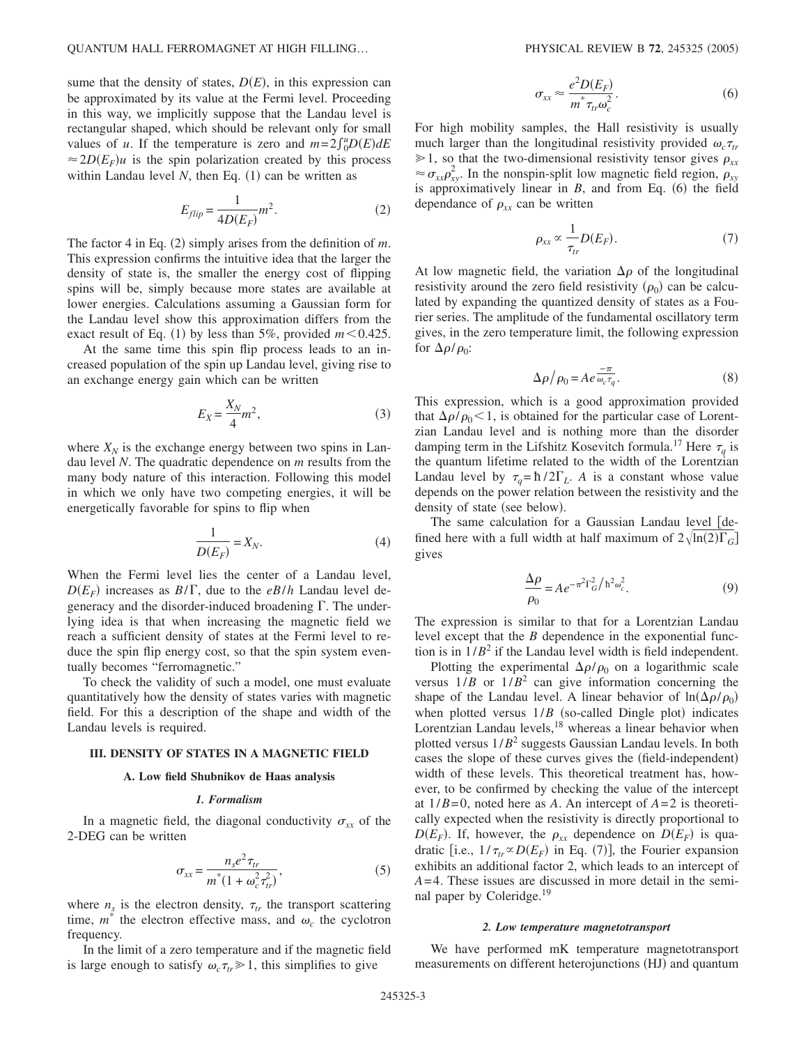sume that the density of states, $D(E)$, in this expression can be approximated by its value at the Fermi level. Proceeding in this way, we implicitly suppose that the Landau level is rectangular shaped, which should be relevant only for small values of $u$. If the temperature is zero and $m=2\int_0^u D(E)dE \approx 2D(E_F)u$ is the spin polarization created by this process within Landau level $N$, then Eq. (1) can be written as

$$E_{flip} = \frac{1}{4D(E_F)} m^2. \tag{2}$$

The factor 4 in Eq. (2) simply arises from the definition of $m$. This expression confirms the intuitive idea that the larger the density of state is, the smaller the energy cost of flipping spins will be, simply because more states are available at lower energies. Calculations assuming a Gaussian form for the Landau level show this approximation differs from the exact result of Eq. (1) by less than 5%, provided $m < 0.425$.

At the same time this spin flip process leads to an increased population of the spin up Landau level, giving rise to an exchange energy gain which can be written

$$E_X = \frac{X_N}{4} m^2, \tag{3}$$

where $X_N$ is the exchange energy between two spins in Landau level $N$. The quadratic dependence on $m$ results from the many body nature of this interaction. Following this model in which we only have two competing energies, it will be energetically favorable for spins to flip when

$$\frac{1}{D(E_F)} = X_N. \tag{4}$$

When the Fermi level lies the center of a Landau level, $D(E_F)$ increases as $B/\Gamma$, due to the $eB/h$ Landau level degeneracy and the disorder-induced broadening $\Gamma$. The underlying idea is that when increasing the magnetic field we reach a sufficient density of states at the Fermi level to reduce the spin flip energy cost, so that the spin system eventually becomes "ferromagnetic."

To check the validity of such a model, one must evaluate quantitatively how the density of states varies with magnetic field. For this a description of the shape and width of the Landau levels is required.

## III. DENSITY OF STATES IN A MAGNETIC FIELD

### A. Low field Shubnikov de Haas analysis

#### *1. Formalism*

In a magnetic field, the diagonal conductivity $\sigma_{xx}$ of the 2-DEG can be written

$$\sigma_{xx} = \frac{n_s e^2 \tau_{tr}}{m^*(1+\omega_c^2 \tau_{tr}^2)}, \tag{5}$$

where $n_s$ is the electron density, $\tau_{tr}$ the transport scattering time, $m^*$ the electron effective mass, and $\omega_c$ the cyclotron frequency.

In the limit of a zero temperature and if the magnetic field is large enough to satisfy $\omega_c \tau_{tr} \gg 1$, this simplifies to give

$$\sigma_{xx} \approx \frac{e^2 D(E_F)}{m^* \tau_{tr} \omega_c^2}. \tag{6}$$

For high mobility samples, the Hall resistivity is usually much larger than the longitudinal resistivity provided $\omega_c \tau_{tr} \gg 1$, so that the two-dimensional resistivity tensor gives $\rho_{xx} \approx \sigma_{xx} \rho_{xy}^2$. In the nonspin-split low magnetic field region, $\rho_{xy}$ is approximatively linear in $B$, and from Eq. (6) the field dependance of $\rho_{xx}$ can be written

$$\rho_{xx} \propto \frac{1}{\tau_{tr}} D(E_F). \tag{7}$$

At low magnetic field, the variation $\Delta\rho$ of the longitudinal resistivity around the zero field resistivity ($\rho_0$) can be calculated by expanding the quantized density of states as a Fourier series. The amplitude of the fundamental oscillatory term gives, in the zero temperature limit, the following expression for $\Delta\rho/\rho_0$:

$$\Delta\rho/\rho_0 = A e^{\frac{-\pi}{\omega_c \tau_q}}. \tag{8}$$

This expression, which is a good approximation provided that $\Delta\rho/\rho_0 < 1$, is obtained for the particular case of Lorentzian Landau level and is nothing more than the disorder damping term in the Lifshitz Kosevitch formula.[17] Here $\tau_q$ is the quantum lifetime related to the width of the Lorentzian Landau level by $\tau_q = \hbar/2\Gamma_L$. $A$ is a constant whose value depends on the power relation between the resistivity and the density of state (see below).

The same calculation for a Gaussian Landau level [defined here with a full width at half maximum of $2\sqrt{\ln(2)\Gamma_G}$] gives

$$\frac{\Delta\rho}{\rho_0} = A e^{-\pi^2 \Gamma_G^2 / \hbar^2 \omega_c^2}. \tag{9}$$

The expression is similar to that for a Lorentzian Landau level except that the $B$ dependence in the exponential function is in $1/B^2$ if the Landau level width is field independent.

Plotting the experimental $\Delta\rho/\rho_0$ on a logarithmic scale versus $1/B$ or $1/B^2$ can give information concerning the shape of the Landau level. A linear behavior of $\ln(\Delta\rho/\rho_0)$ when plotted versus $1/B$ (so-called Dingle plot) indicates Lorentzian Landau levels,[18] whereas a linear behavior when plotted versus $1/B^2$ suggests Gaussian Landau levels. In both cases the slope of these curves gives the (field-independent) width of these levels. This theoretical treatment has, however, to be confirmed by checking the value of the intercept at $1/B=0$, noted here as $A$. An intercept of $A=2$ is theoretically expected when the resistivity is directly proportional to $D(E_F)$. If, however, the $\rho_{xx}$ dependence on $D(E_F)$ is quadratic [i.e., $1/\tau_{tr} \propto D(E_F)$ in Eq. (7)], the Fourier expansion exhibits an additional factor 2, which leads to an intercept of $A=4$. These issues are discussed in more detail in the seminal paper by Coleridge.[19]

#### *2. Low temperature magnetotransport*

We have performed mK temperature magnetotransport measurements on different heterojunctions (HJ) and quantum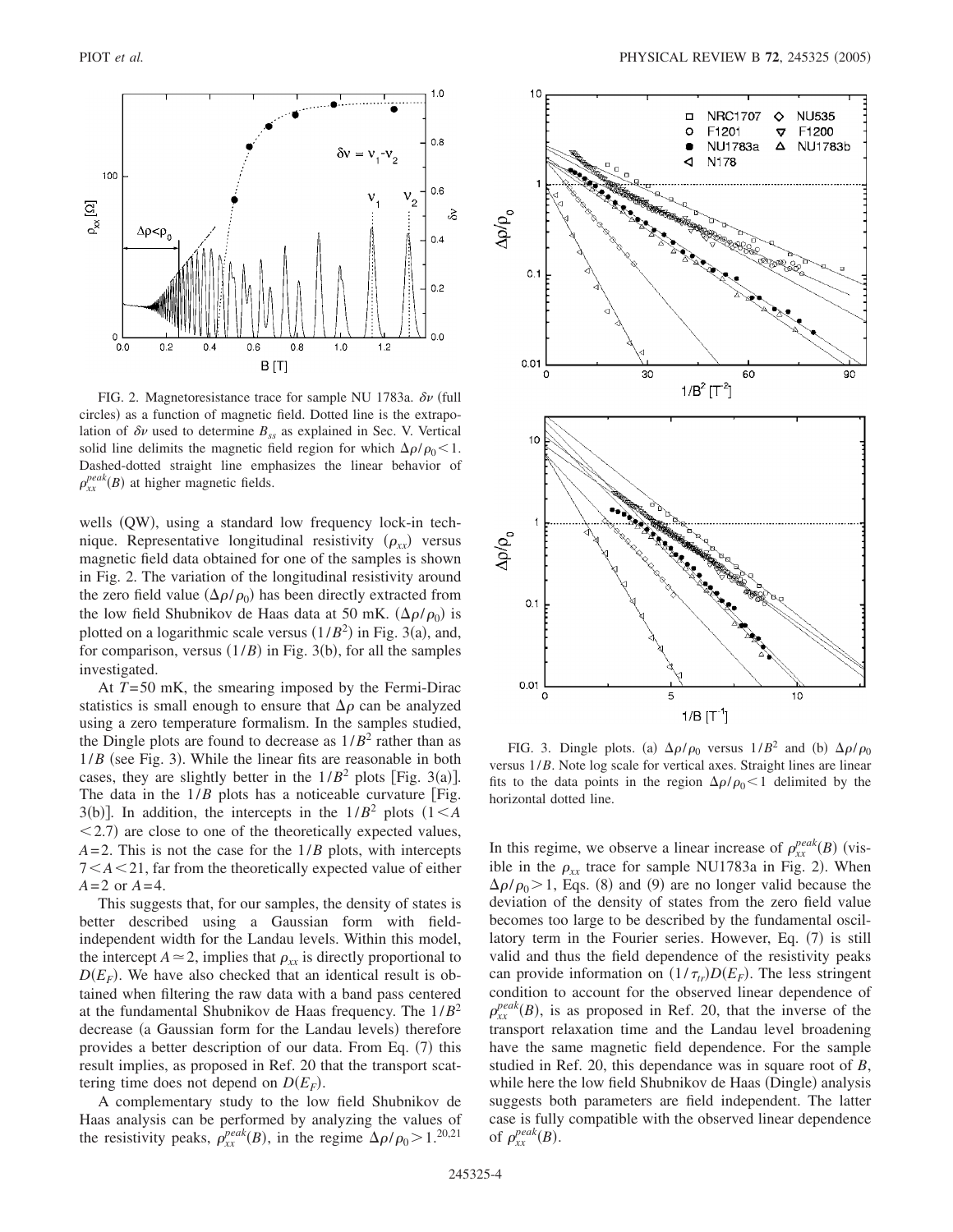FIG. 2. Magnetoresistance trace for sample NU 1783a. $\delta\nu$ (full circles) as a function of magnetic field. Dotted line is the extrapolation of $\delta\nu$ used to determine $B_{ss}$ as explained in Sec. V. Vertical solid line delimits the magnetic field region for which $\Delta\rho/\rho_0<1$. Dashed-dotted straight line emphasizes the linear behavior of $\rho_{xx}^{peak}(B)$ at higher magnetic fields.

wells (QW), using a standard low frequency lock-in technique. Representative longitudinal resistivity ($\rho_{xx}$) versus magnetic field data obtained for one of the samples is shown in Fig. 2. The variation of the longitudinal resistivity around the zero field value ($\Delta\rho/\rho_0$) has been directly extracted from the low field Shubnikov de Haas data at 50 mK. ($\Delta\rho/\rho_0$) is plotted on a logarithmic scale versus ($1/B^2$) in Fig. 3(a), and, for comparison, versus ($1/B$) in Fig. 3(b), for all the samples investigated.

At $T$=50 mK, the smearing imposed by the Fermi-Dirac statistics is small enough to ensure that $\Delta\rho$ can be analyzed using a zero temperature formalism. In the samples studied, the Dingle plots are found to decrease as $1/B^2$ rather than as $1/B$ (see Fig. 3). While the linear fits are reasonable in both cases, they are slightly better in the $1/B^2$ plots [Fig. 3(a)]. The data in the $1/B$ plots has a noticeable curvature [Fig. 3(b)]. In addition, the intercepts in the $1/B^2$ plots ($1<A<2.7$) are close to one of the theoretically expected values, $A=2$. This is not the case for the $1/B$ plots, with intercepts $7<A<21$, far from the theoretically expected value of either $A=2$ or $A=4$.

This suggests that, for our samples, the density of states is better described using a Gaussian form with field-independent width for the Landau levels. Within this model, the intercept $A\simeq 2$, implies that $\rho_{xx}$ is directly proportional to $D(E_F)$. We have also checked that an identical result is obtained when filtering the raw data with a band pass centered at the fundamental Shubnikov de Haas frequency. The $1/B^2$ decrease (a Gaussian form for the Landau levels) therefore provides a better description of our data. From Eq. (7) this result implies, as proposed in Ref. 20 that the transport scattering time does not depend on $D(E_F)$.

A complementary study to the low field Shubnikov de Haas analysis can be performed by analyzing the values of the resistivity peaks, $\rho_{xx}^{peak}(B)$, in the regime $\Delta\rho/\rho_0>1$.[20,21] In this regime, we observe a linear increase of $\rho_{xx}^{peak}(B)$ (visible in the $\rho_{xx}$ trace for sample NU1783a in Fig. 2). When $\Delta\rho/\rho_0>1$, Eqs. (8) and (9) are no longer valid because the deviation of the density of states from the zero field value becomes too large to be described by the fundamental oscillatory term in the Fourier series. However, Eq. (7) is still valid and thus the field dependence of the resistivity peaks can provide information on $(1/\tau_{tr})D(E_F)$. The less stringent condition to account for the observed linear dependence of $\rho_{xx}^{peak}(B)$, is as proposed in Ref. 20, that the inverse of the transport relaxation time and the Landau level broadening have the same magnetic field dependence. For the sample studied in Ref. 20, this dependance was in square root of $B$, while here the low field Shubnikov de Haas (Dingle) analysis suggests both parameters are field independent. The latter case is fully compatible with the observed linear dependence of $\rho_{xx}^{peak}(B)$.

FIG. 3. Dingle plots. (a) $\Delta\rho/\rho_0$ versus $1/B^2$ and (b) $\Delta\rho/\rho_0$ versus $1/B$. Note log scale for vertical axes. Straight lines are linear fits to the data points in the region $\Delta\rho/\rho_0<1$ delimited by the horizontal dotted line.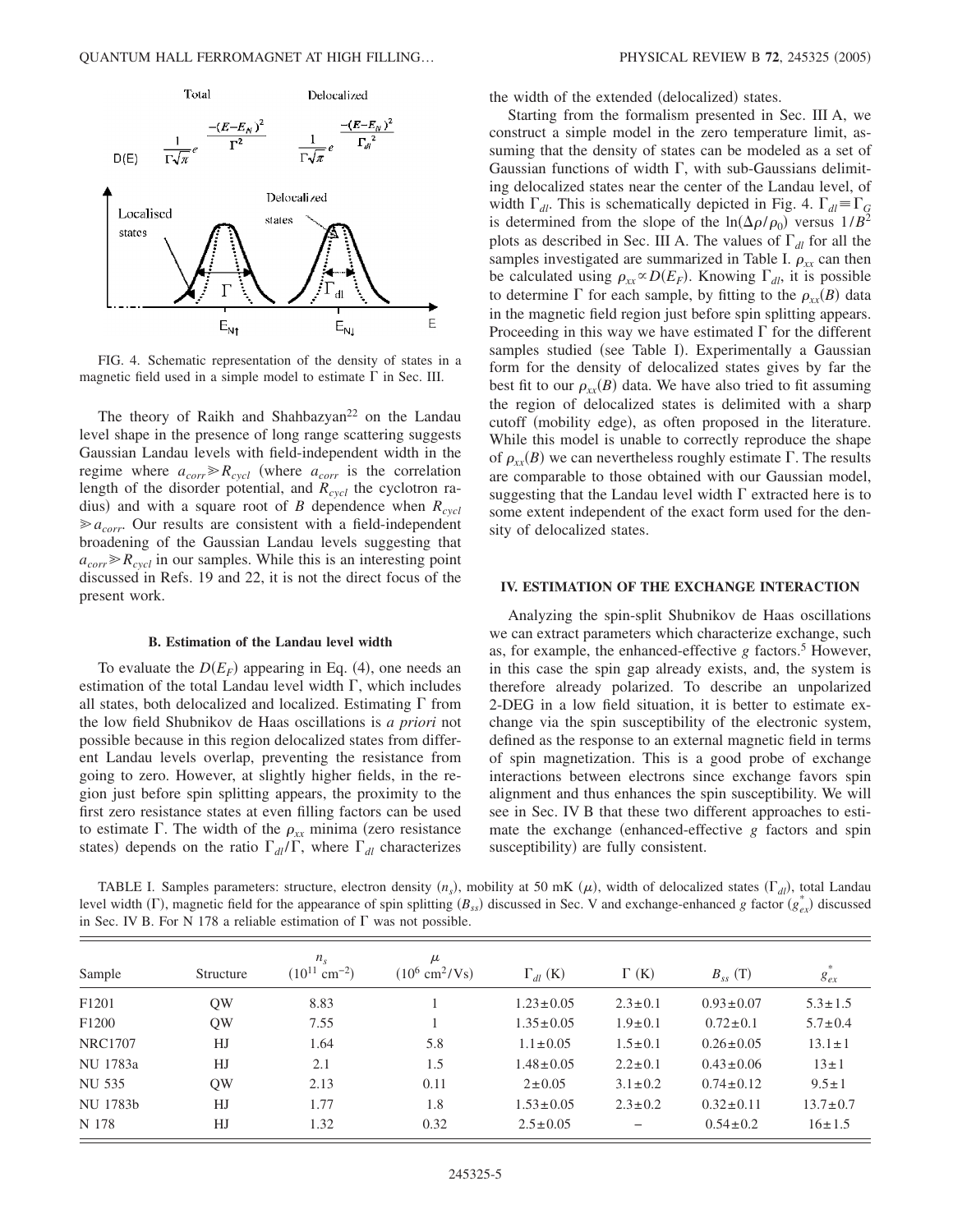FIG. 4. Schematic representation of the density of states in a magnetic field used in a simple model to estimate $\Gamma$ in Sec. III.

The theory of Raikh and Shahbazyan[22] on the Landau level shape in the presence of long range scattering suggests Gaussian Landau levels with field-independent width in the regime where $a_{corr} \gg R_{cycl}$ (where $a_{corr}$ is the correlation length of the disorder potential, and $R_{cycl}$ the cyclotron radius) and with a square root of $B$ dependence when $R_{cycl} \gg a_{corr}$. Our results are consistent with a field-independent broadening of the Gaussian Landau levels suggesting that $a_{corr} \gg R_{cycl}$ in our samples. While this is an interesting point discussed in Refs. 19 and 22, it is not the direct focus of the present work.

### B. Estimation of the Landau level width

To evaluate the $D(E_F)$ appearing in Eq. (4), one needs an estimation of the total Landau level width $\Gamma$, which includes all states, both delocalized and localized. Estimating $\Gamma$ from the low field Shubnikov de Haas oscillations is *a priori* not possible because in this region delocalized states from different Landau levels overlap, preventing the resistance from going to zero. However, at slightly higher fields, in the region just before spin splitting appears, the proximity to the first zero resistance states at even filling factors can be used to estimate $\Gamma$. The width of the $\rho_{xx}$ minima (zero resistance states) depends on the ratio $\Gamma_{dl}/\Gamma$, where $\Gamma_{dl}$ characterizes the width of the extended (delocalized) states.

Starting from the formalism presented in Sec. III A, we construct a simple model in the zero temperature limit, assuming that the density of states can be modeled as a set of Gaussian functions of width $\Gamma$, with sub-Gaussians delimiting delocalized states near the center of the Landau level, of width $\Gamma_{dl}$. This is schematically depicted in Fig. 4. $\Gamma_{dl} \equiv \Gamma_G$ is determined from the slope of the $\ln(\Delta\rho/\rho_0)$ versus $1/B^2$ plots as described in Sec. III A. The values of $\Gamma_{dl}$ for all the samples investigated are summarized in Table I. $\rho_{xx}$ can then be calculated using $\rho_{xx} \propto D(E_F)$. Knowing $\Gamma_{dl}$, it is possible to determine $\Gamma$ for each sample, by fitting to the $\rho_{xx}(B)$ data in the magnetic field region just before spin splitting appears. Proceeding in this way we have estimated $\Gamma$ for the different samples studied (see Table I). Experimentally a Gaussian form for the density of delocalized states gives by far the best fit to our $\rho_{xx}(B)$ data. We have also tried to fit assuming the region of delocalized states is delimited with a sharp cutoff (mobility edge), as often proposed in the literature. While this model is unable to correctly reproduce the shape of $\rho_{xx}(B)$ we can nevertheless roughly estimate $\Gamma$. The results are comparable to those obtained with our Gaussian model, suggesting that the Landau level width $\Gamma$ extracted here is to some extent independent of the exact form used for the density of delocalized states.

## IV. ESTIMATION OF THE EXCHANGE INTERACTION

Analyzing the spin-split Shubnikov de Haas oscillations we can extract parameters which characterize exchange, such as, for example, the enhanced-effective $g$ factors.[5] However, in this case the spin gap already exists, and, the system is therefore already polarized. To describe an unpolarized 2-DEG in a low field situation, it is better to estimate exchange via the spin susceptibility of the electronic system, defined as the response to an external magnetic field in terms of spin magnetization. This is a good probe of exchange interactions between electrons since exchange favors spin alignment and thus enhances the spin susceptibility. We will see in Sec. IV B that these two different approaches to estimate the exchange (enhanced-effective $g$ factors and spin susceptibility) are fully consistent.

TABLE I. Samples parameters: structure, electron density ($n_s$), mobility at 50 mK ($\mu$), width of delocalized states ($\Gamma_{dl}$), total Landau level width ($\Gamma$), magnetic field for the appearance of spin splitting ($B_{ss}$) discussed in Sec. V and exchange-enhanced $g$ factor ($g^*_{ex}$) discussed in Sec. IV B. For N 178 a reliable estimation of $\Gamma$ was not possible.

| Sample | Structure | $n_s$ ($10^{11}$ cm$^{-2}$) | $\mu$ ($10^6$ cm$^2$/Vs) | $\Gamma_{dl}$ (K) | $\Gamma$ (K) | $B_{ss}$ (T) | $g^*_{ex}$ |
|---|---|---|---|---|---|---|---|
| F1201 | QW | 8.83 | 1 | $1.23\pm0.05$ | $2.3\pm0.1$ | $0.93\pm0.07$ | $5.3\pm1.5$ |
| F1200 | QW | 7.55 | 1 | $1.35\pm0.05$ | $1.9\pm0.1$ | $0.72\pm0.1$ | $5.7\pm0.4$ |
| NRC1707 | HJ | 1.64 | 5.8 | $1.1\pm0.05$ | $1.5\pm0.1$ | $0.26\pm0.05$ | $13.1\pm1$ |
| NU 1783a | HJ | 2.1 | 1.5 | $1.48\pm0.05$ | $2.2\pm0.1$ | $0.43\pm0.06$ | $13\pm1$ |
| NU 535 | QW | 2.13 | 0.11 | $2\pm0.05$ | $3.1\pm0.2$ | $0.74\pm0.12$ | $9.5\pm1$ |
| NU 1783b | HJ | 1.77 | 1.8 | $1.53\pm0.05$ | $2.3\pm0.2$ | $0.32\pm0.11$ | $13.7\pm0.7$ |
| N 178 | HJ | 1.32 | 0.32 | $2.5\pm0.05$ | – | $0.54\pm0.2$ | $16\pm1.5$ |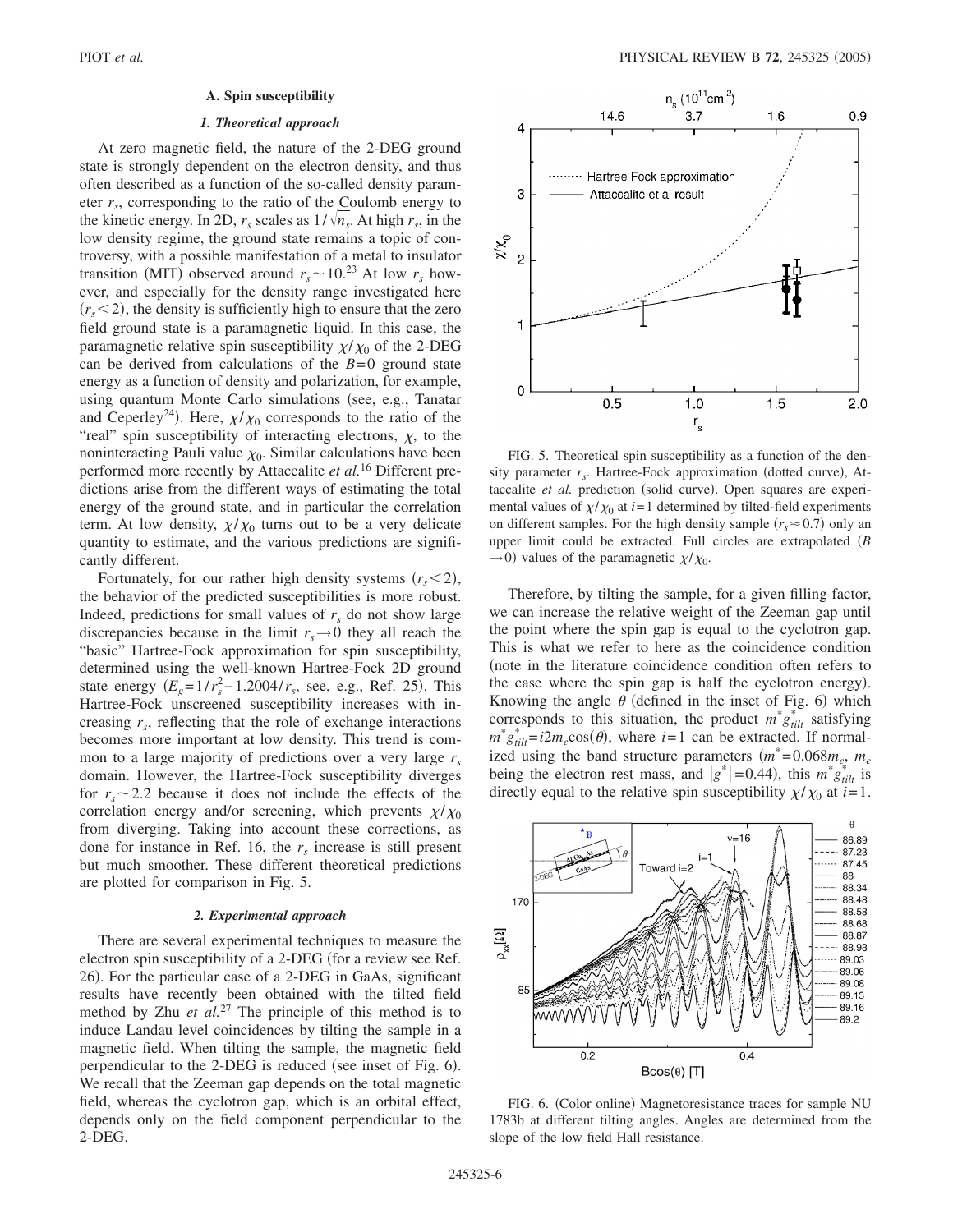### A. Spin susceptibility

#### 1. Theoretical approach

At zero magnetic field, the nature of the 2-DEG ground state is strongly dependent on the electron density, and thus often described as a function of the so-called density parameter $r_s$, corresponding to the ratio of the Coulomb energy to the kinetic energy. In 2D, $r_s$ scales as $1/\sqrt{n_s}$. At high $r_s$, in the low density regime, the ground state remains a topic of controversy, with a possible manifestation of a metal to insulator transition (MIT) observed around $r_s \sim 10$.[23] At low $r_s$ however, and especially for the density range investigated here ($r_s < 2$), the density is sufficiently high to ensure that the zero field ground state is a paramagnetic liquid. In this case, the paramagnetic relative spin susceptibility $\chi/\chi_0$ of the 2-DEG can be derived from calculations of the $B=0$ ground state energy as a function of density and polarization, for example, using quantum Monte Carlo simulations (see, e.g., Tanatar and Ceperley[24]). Here, $\chi/\chi_0$ corresponds to the ratio of the "real" spin susceptibility of interacting electrons, $\chi$, to the noninteracting Pauli value $\chi_0$. Similar calculations have been performed more recently by Attaccalite *et al.*[16] Different predictions arise from the different ways of estimating the total energy of the ground state, and in particular the correlation term. At low density, $\chi/\chi_0$ turns out to be a very delicate quantity to estimate, and the various predictions are significantly different.

Fortunately, for our rather high density systems ($r_s < 2$), the behavior of the predicted susceptibilities is more robust. Indeed, predictions for small values of $r_s$ do not show large discrepancies because in the limit $r_s \to 0$ they all reach the "basic" Hartree-Fock approximation for spin susceptibility, determined using the well-known Hartree-Fock 2D ground state energy ($E_g = 1/r_s^2 - 1.2004/r_s$, see, e.g., Ref. 25). This Hartree-Fock unscreened susceptibility increases with increasing $r_s$, reflecting that the role of exchange interactions becomes more important at low density. This trend is common to a large majority of predictions over a very large $r_s$ domain. However, the Hartree-Fock susceptibility diverges for $r_s \sim 2.2$ because it does not include the effects of the correlation energy and/or screening, which prevents $\chi/\chi_0$ from diverging. Taking into account these corrections, as done for instance in Ref. 16, the $r_s$ increase is still present but much smoother. These different theoretical predictions are plotted for comparison in Fig. 5.

#### 2. Experimental approach

There are several experimental techniques to measure the electron spin susceptibility of a 2-DEG (for a review see Ref. 26). For the particular case of a 2-DEG in GaAs, significant results have recently been obtained with the tilted field method by Zhu *et al.*[27] The principle of this method is to induce Landau level coincidences by tilting the sample in a magnetic field. When tilting the sample, the magnetic field perpendicular to the 2-DEG is reduced (see inset of Fig. 6). We recall that the Zeeman gap depends on the total magnetic field, whereas the cyclotron gap, which is an orbital effect, depends only on the field component perpendicular to the 2-DEG.

FIG. 5. Theoretical spin susceptibility as a function of the density parameter $r_s$. Hartree-Fock approximation (dotted curve), Attaccalite *et al.* prediction (solid curve). Open squares are experimental values of $\chi/\chi_0$ at $i=1$ determined by tilted-field experiments on different samples. For the high density sample ($r_s \approx 0.7$) only an upper limit could be extracted. Full circles are extrapolated ($B \to 0$) values of the paramagnetic $\chi/\chi_0$.

Therefore, by tilting the sample, for a given filling factor, we can increase the relative weight of the Zeeman gap until the point where the spin gap is equal to the cyclotron gap. This is what we refer to here as the coincidence condition (note in the literature coincidence condition often refers to the case where the spin gap is half the cyclotron energy). Knowing the angle $\theta$ (defined in the inset of Fig. 6) which corresponds to this situation, the product $m^* g^*_{tilt}$ satisfying $m^* g^*_{tilt} = i2m_e \cos(\theta)$, where $i=1$ can be extracted. If normalized using the band structure parameters ($m^* = 0.068 m_e$, $m_e$ being the electron rest mass, and $|g^*| = 0.44$), this $m^* g^*_{tilt}$ is directly equal to the relative spin susceptibility $\chi/\chi_0$ at $i=1$.

FIG. 6. (Color online) Magnetoresistance traces for sample NU 1783b at different tilting angles. Angles are determined from the slope of the low field Hall resistance.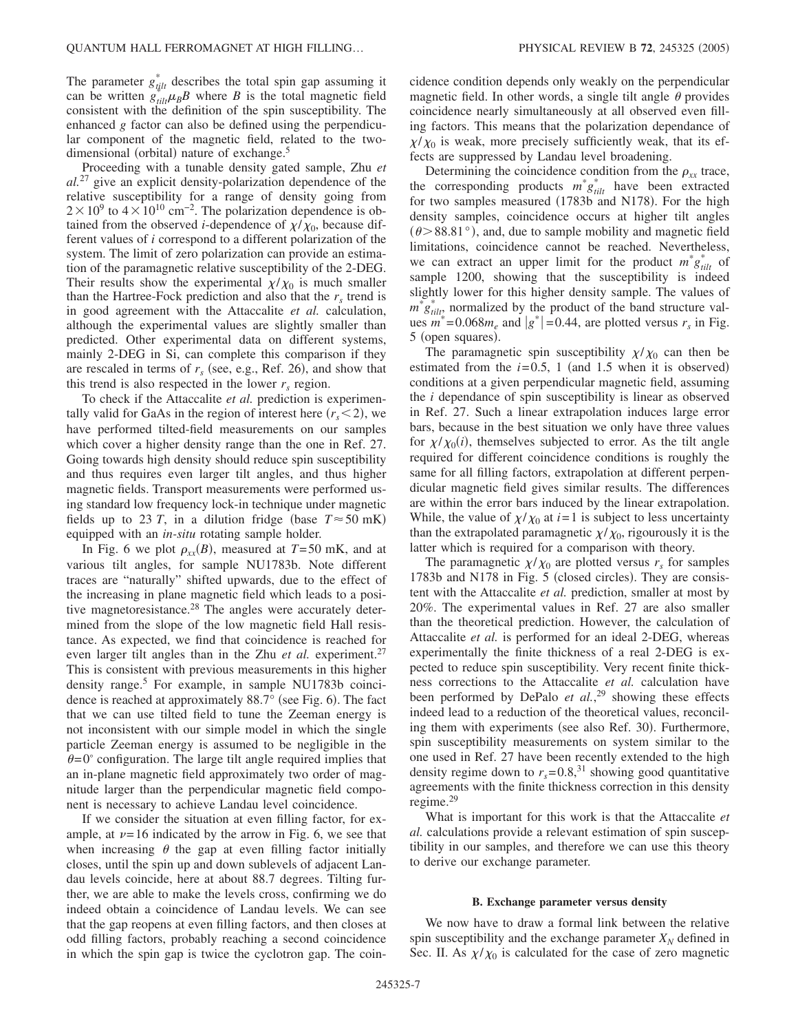The parameter $g^*_{tilt}$ describes the total spin gap assuming it can be written $g^*_{tilt}\mu_B B$ where $B$ is the total magnetic field consistent with the definition of the spin susceptibility. The enhanced $g$ factor can also be defined using the perpendicular component of the magnetic field, related to the two-dimensional (orbital) nature of exchange.[5]

Proceeding with a tunable density gated sample, Zhu *et al.*[27] give an explicit density-polarization dependence of the relative susceptibility for a range of density going from $2\times10^9$ to $4\times10^{10}$ cm$^{-2}$. The polarization dependence is obtained from the observed $i$-dependence of $\chi/\chi_0$, because different values of $i$ correspond to a different polarization of the system. The limit of zero polarization can provide an estimation of the paramagnetic relative susceptibility of the 2-DEG. Their results show the experimental $\chi/\chi_0$ is much smaller than the Hartree-Fock prediction and also that the $r_s$ trend is in good agreement with the Attaccalite *et al.* calculation, although the experimental values are slightly smaller than predicted. Other experimental data on different systems, mainly 2-DEG in Si, can complete this comparison if they are rescaled in terms of $r_s$ (see, e.g., Ref. 26), and show that this trend is also respected in the lower $r_s$ region.

To check if the Attaccalite *et al.* prediction is experimentally valid for GaAs in the region of interest here ($r_s<2$), we have performed tilted-field measurements on our samples which cover a higher density range than the one in Ref. 27. Going towards high density should reduce spin susceptibility and thus requires even larger tilt angles, and thus higher magnetic fields. Transport measurements were performed using standard low frequency lock-in technique under magnetic fields up to 23 $T$, in a dilution fridge (base $T\approx50$ mK) equipped with an *in-situ* rotating sample holder.

In Fig. 6 we plot $\rho_{xx}(B)$, measured at $T$=50 mK, and at various tilt angles, for sample NU1783b. Note different traces are "naturally" shifted upwards, due to the effect of the increasing in plane magnetic field which leads to a positive magnetoresistance.[28] The angles were accurately determined from the slope of the low magnetic field Hall resistance. As expected, we find that coincidence is reached for even larger tilt angles than in the Zhu *et al.* experiment.[27] This is consistent with previous measurements in this higher density range.[5] For example, in sample NU1783b coincidence is reached at approximately 88.7° (see Fig. 6). The fact that we can use tilted field to tune the Zeeman energy is not inconsistent with our simple model in which the single particle Zeeman energy is assumed to be negligible in the $\theta$=0° configuration. The large tilt angle required implies that an in-plane magnetic field approximately two order of magnitude larger than the perpendicular magnetic field component is necessary to achieve Landau level coincidence.

If we consider the situation at even filling factor, for example, at $\nu$=16 indicated by the arrow in Fig. 6, we see that when increasing $\theta$ the gap at even filling factor initially closes, until the spin up and down sublevels of adjacent Landau levels coincide, here at about 88.7 degrees. Tilting further, we are able to make the levels cross, confirming we do indeed obtain a coincidence of Landau levels. We can see that the gap reopens at even filling factors, and then closes at odd filling factors, probably reaching a second coincidence in which the spin gap is twice the cyclotron gap. The coincidence condition depends only weakly on the perpendicular magnetic field. In other words, a single tilt angle $\theta$ provides coincidence nearly simultaneously at all observed even filling factors. This means that the polarization dependance of $\chi/\chi_0$ is weak, more precisely sufficiently weak, that its effects are suppressed by Landau level broadening.

Determining the coincidence condition from the $\rho_{xx}$ trace, the corresponding products $m^*g^*_{tilt}$ have been extracted for two samples measured (1783b and N178). For the high density samples, coincidence occurs at higher tilt angles ($\theta>88.81$°), and, due to sample mobility and magnetic field limitations, coincidence cannot be reached. Nevertheless, we can extract an upper limit for the product $m^*g^*_{tilt}$ of sample 1200, showing that the susceptibility is indeed slightly lower for this higher density sample. The values of $m^*g^*_{tilt}$, normalized by the product of the band structure values $m^*=0.068m_e$ and $|g^*|=0.44$, are plotted versus $r_s$ in Fig. 5 (open squares).

The paramagnetic spin susceptibility $\chi/\chi_0$ can then be estimated from the $i$=0.5, 1 (and 1.5 when it is observed) conditions at a given perpendicular magnetic field, assuming the $i$ dependance of spin susceptibility is linear as observed in Ref. 27. Such a linear extrapolation induces large error bars, because in the best situation we only have three values for $\chi/\chi_0(i)$, themselves subjected to error. As the tilt angle required for different coincidence conditions is roughly the same for all filling factors, extrapolation at different perpendicular magnetic field gives similar results. The differences are within the error bars induced by the linear extrapolation. While, the value of $\chi/\chi_0$ at $i$=1 is subject to less uncertainty than the extrapolated paramagnetic $\chi/\chi_0$, rigourously it is the latter which is required for a comparison with theory.

The paramagnetic $\chi/\chi_0$ are plotted versus $r_s$ for samples 1783b and N178 in Fig. 5 (closed circles). They are consistent with the Attaccalite *et al.* prediction, smaller at most by 20%. The experimental values in Ref. 27 are also smaller than the theoretical prediction. However, the calculation of Attaccalite *et al.* is performed for an ideal 2-DEG, whereas experimentally the finite thickness of a real 2-DEG is expected to reduce spin susceptibility. Very recent finite thickness corrections to the Attaccalite *et al.* calculation have been performed by DePalo *et al.*,[29] showing these effects indeed lead to a reduction of the theoretical values, reconciling them with experiments (see also Ref. 30). Furthermore, spin susceptibility measurements on system similar to the one used in Ref. 27 have been recently extended to the high density regime down to $r_s$=0.8,[31] showing good quantitative agreements with the finite thickness correction in this density regime.[29]

What is important for this work is that the Attaccalite *et al.* calculations provide a relevant estimation of spin susceptibility in our samples, and therefore we can use this theory to derive our exchange parameter.

### B. Exchange parameter versus density

We now have to draw a formal link between the relative spin susceptibility and the exchange parameter $X_N$ defined in Sec. II. As $\chi/\chi_0$ is calculated for the case of zero magnetic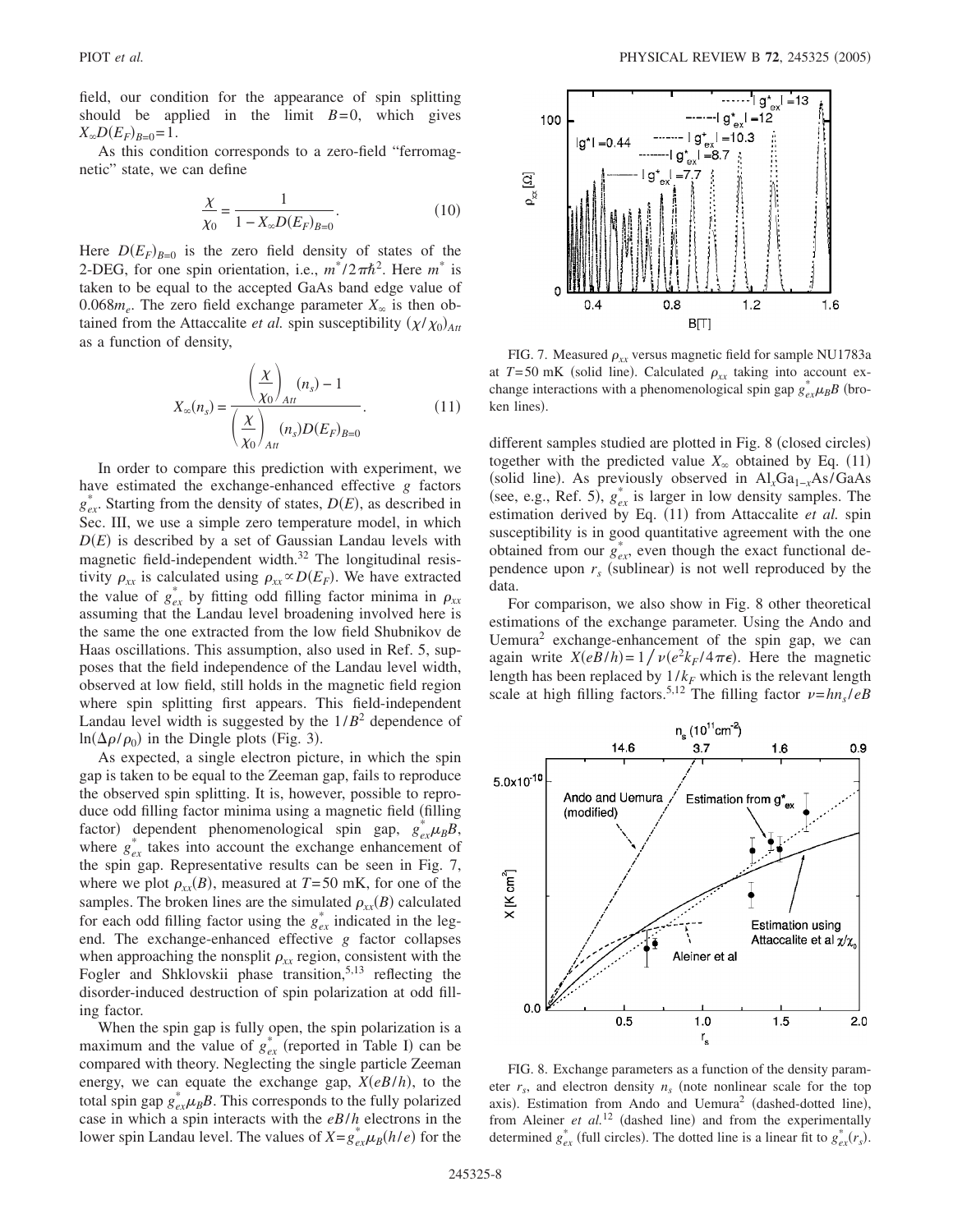field, our condition for the appearance of spin splitting should be applied in the limit $B=0$, which gives $X_{\infty}D(E_F)_{B=0}=1$.

As this condition corresponds to a zero-field "ferromagnetic" state, we can define

$$\frac{\chi}{\chi_0} = \frac{1}{1 - X_{\infty}D(E_F)_{B=0}}. \tag{10}$$

Here $D(E_F)_{B=0}$ is the zero field density of states of the 2-DEG, for one spin orientation, i.e., $m^*/2\pi\hbar^2$. Here $m^*$ is taken to be equal to the accepted GaAs band edge value of $0.068m_e$. The zero field exchange parameter $X_{\infty}$ is then obtained from the Attaccalite *et al.* spin susceptibility $(\chi/\chi_0)_{Att}$ as a function of density,

$$X_{\infty}(n_s) = \frac{\left(\dfrac{\chi}{\chi_0}\right)_{Att}(n_s) - 1}{\left(\dfrac{\chi}{\chi_0}\right)_{Att}(n_s)D(E_F)_{B=0}}. \tag{11}$$

In order to compare this prediction with experiment, we have estimated the exchange-enhanced effective $g$ factors $g^*_{ex}$. Starting from the density of states, $D(E)$, as described in Sec. III, we use a simple zero temperature model, in which $D(E)$ is described by a set of Gaussian Landau levels with magnetic field-independent width.[32] The longitudinal resistivity $\rho_{xx}$ is calculated using $\rho_{xx} \propto D(E_F)$. We have extracted the value of $g^*_{ex}$ by fitting odd filling factor minima in $\rho_{xx}$ assuming that the Landau level broadening involved here is the same the one extracted from the low field Shubnikov de Haas oscillations. This assumption, also used in Ref. 5, supposes that the field independence of the Landau level width, observed at low field, still holds in the magnetic field region where spin splitting first appears. This field-independent Landau level width is suggested by the $1/B^2$ dependence of $\ln(\Delta\rho/\rho_0)$ in the Dingle plots (Fig. 3).

As expected, a single electron picture, in which the spin gap is taken to be equal to the Zeeman gap, fails to reproduce the observed spin splitting. It is, however, possible to reproduce odd filling factor minima using a magnetic field (filling factor) dependent phenomenological spin gap, $g^*_{ex}\mu_B B$, where $g^*_{ex}$ takes into account the exchange enhancement of the spin gap. Representative results can be seen in Fig. 7, where we plot $\rho_{xx}(B)$, measured at $T=50$ mK, for one of the samples. The broken lines are the simulated $\rho_{xx}(B)$ calculated for each odd filling factor using the $g^*_{ex}$ indicated in the legend. The exchange-enhanced effective $g$ factor collapses when approaching the nonsplit $\rho_{xx}$ region, consistent with the Fogler and Shklovskii phase transition,[5,13] reflecting the disorder-induced destruction of spin polarization at odd filling factor.

When the spin gap is fully open, the spin polarization is a maximum and the value of $g^*_{ex}$ (reported in Table I) can be compared with theory. Neglecting the single particle Zeeman energy, we can equate the exchange gap, $X(eB/h)$, to the total spin gap $g^*_{ex}\mu_B B$. This corresponds to the fully polarized case in which a spin interacts with the $eB/h$ electrons in the lower spin Landau level. The values of $X=g^*_{ex}\mu_B(h/e)$ for the

FIG. 7. Measured $\rho_{xx}$ versus magnetic field for sample NU1783a at $T=50$ mK (solid line). Calculated $\rho_{xx}$ taking into account exchange interactions with a phenomenological spin gap $g^*_{ex}\mu_B B$ (broken lines).

different samples studied are plotted in Fig. 8 (closed circles) together with the predicted value $X_{\infty}$ obtained by Eq. (11) (solid line). As previously observed in $Al_xGa_{1-x}As/GaAs$ (see, e.g., Ref. 5), $g^*_{ex}$ is larger in low density samples. The estimation derived by Eq. (11) from Attaccalite *et al.* spin susceptibility is in good quantitative agreement with the one obtained from our $g^*_{ex}$, even though the exact functional dependence upon $r_s$ (sublinear) is not well reproduced by the data.

For comparison, we also show in Fig. 8 other theoretical estimations of the exchange parameter. Using the Ando and Uemura[2] exchange-enhancement of the spin gap, we can again write $X(eB/h)=1/\nu(e^2k_F/4\pi\epsilon)$. Here the magnetic length has been replaced by $1/k_F$ which is the relevant length scale at high filling factors.[5,12] The filling factor $\nu=hn_s/eB$

FIG. 8. Exchange parameters as a function of the density parameter $r_s$, and electron density $n_s$ (note nonlinear scale for the top axis). Estimation from Ando and Uemura[2] (dashed-dotted line), from Aleiner *et al.*[12] (dashed line) and from the experimentally determined $g^*_{ex}$ (full circles). The dotted line is a linear fit to $g^*_{ex}(r_s)$.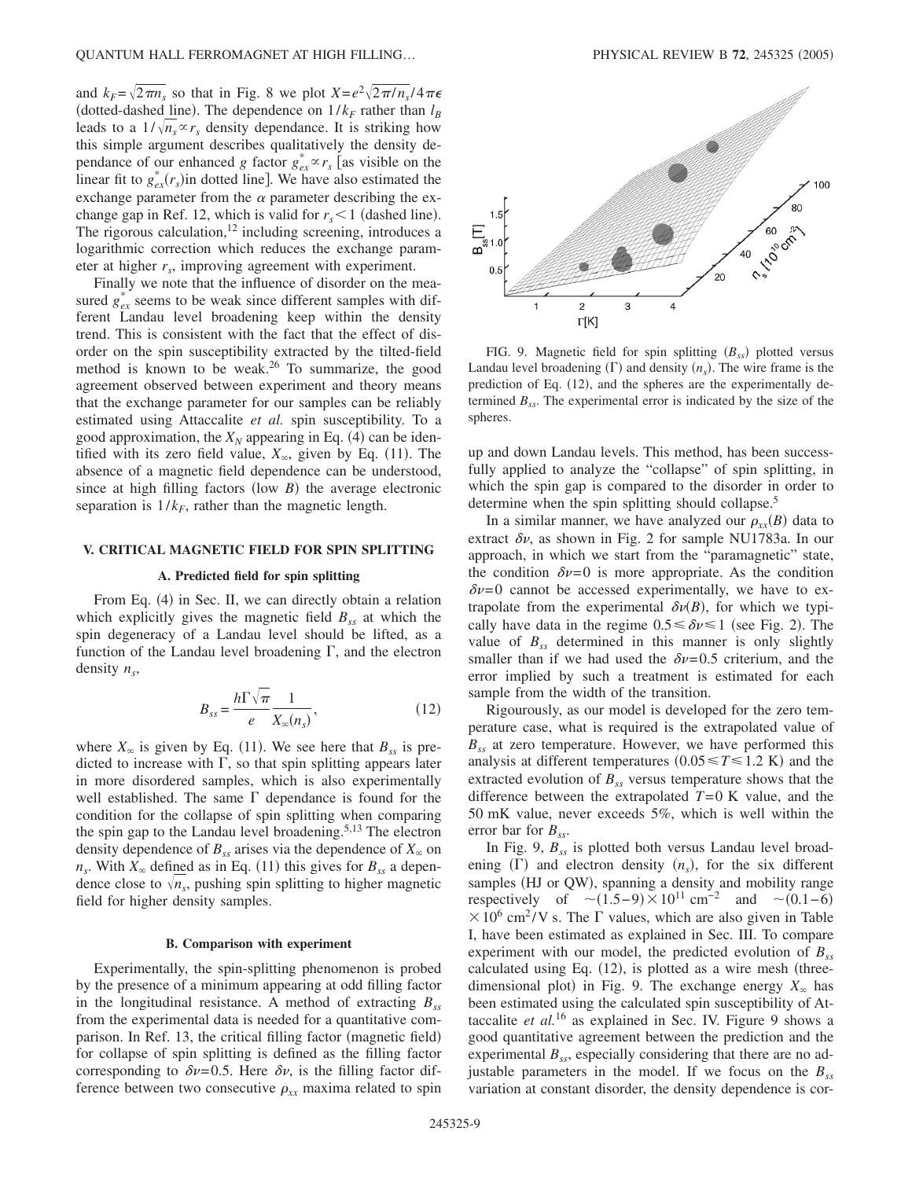and $k_F=\sqrt{2\pi n_s}$ so that in Fig. 8 we plot $X=e^2\sqrt{2\pi/n_s}/4\pi\epsilon$ (dotted-dashed line). The dependence on $1/k_F$ rather than $l_B$ leads to a $1/\sqrt{n_s}\propto r_s$ density dependance. It is striking how this simple argument describes qualitatively the density dependance of our enhanced $g$ factor $g^*_{ex}\propto r_s$ [as visible on the linear fit to $g^*_{ex}(r_s)$in dotted line]. We have also estimated the exchange parameter from the $\alpha$ parameter describing the exchange gap in Ref. 12, which is valid for $r_s<1$ (dashed line). The rigorous calculation,[12] including screening, introduces a logarithmic correction which reduces the exchange parameter at higher $r_s$, improving agreement with experiment.

Finally we note that the influence of disorder on the measured $g^*_{ex}$ seems to be weak since different samples with different Landau level broadening keep within the density trend. This is consistent with the fact that the effect of disorder on the spin susceptibility extracted by the tilted-field method is known to be weak.[26] To summarize, the good agreement observed between experiment and theory means that the exchange parameter for our samples can be reliably estimated using Attaccalite *et al.* spin susceptibility. To a good approximation, the $X_N$ appearing in Eq. (4) can be identified with its zero field value, $X_\infty$, given by Eq. (11). The absence of a magnetic field dependence can be understood, since at high filling factors (low $B$) the average electronic separation is $1/k_F$, rather than the magnetic length.

## V. CRITICAL MAGNETIC FIELD FOR SPIN SPLITTING

### A. Predicted field for spin splitting

From Eq. (4) in Sec. II, we can directly obtain a relation which explicitly gives the magnetic field $B_{ss}$ at which the spin degeneracy of a Landau level should be lifted, as a function of the Landau level broadening $\Gamma$, and the electron density $n_s$,

$$B_{ss}=\frac{h\Gamma\sqrt{\pi}}{e}\frac{1}{X_\infty(n_s)}, \tag{12}$$

where $X_\infty$ is given by Eq. (11). We see here that $B_{ss}$ is predicted to increase with $\Gamma$, so that spin splitting appears later in more disordered samples, which is also experimentally well established. The same $\Gamma$ dependance is found for the condition for the collapse of spin splitting when comparing the spin gap to the Landau level broadening.[5,13] The electron density dependence of $B_{ss}$ arises via the dependence of $X_\infty$ on $n_s$. With $X_\infty$ defined as in Eq. (11) this gives for $B_{ss}$ a dependence close to $\sqrt{n_s}$, pushing spin splitting to higher magnetic field for higher density samples.

### B. Comparison with experiment

Experimentally, the spin-splitting phenomenon is probed by the presence of a minimum appearing at odd filling factor in the longitudinal resistance. A method of extracting $B_{ss}$ from the experimental data is needed for a quantitative comparison. In Ref. 13, the critical filling factor (magnetic field) for collapse of spin splitting is defined as the filling factor corresponding to $\delta\nu=0.5$. Here $\delta\nu$, is the filling factor difference between two consecutive $\rho_{xx}$ maxima related to spin up and down Landau levels. This method, has been successfully applied to analyze the "collapse" of spin splitting, in which the spin gap is compared to the disorder in order to determine when the spin splitting should collapse.[5]

FIG. 9. Magnetic field for spin splitting ($B_{ss}$) plotted versus Landau level broadening ($\Gamma$) and density ($n_s$). The wire frame is the prediction of Eq. (12), and the spheres are the experimentally determined $B_{ss}$. The experimental error is indicated by the size of the spheres.

In a similar manner, we have analyzed our $\rho_{xx}(B)$ data to extract $\delta\nu$, as shown in Fig. 2 for sample NU1783a. In our approach, in which we start from the "paramagnetic" state, the condition $\delta\nu=0$ is more appropriate. As the condition $\delta\nu=0$ cannot be accessed experimentally, we have to extrapolate from the experimental $\delta\nu(B)$, for which we typically have data in the regime $0.5\leqslant\delta\nu\leqslant 1$ (see Fig. 2). The value of $B_{ss}$ determined in this manner is only slightly smaller than if we had used the $\delta\nu=0.5$ criterium, and the error implied by such a treatment is estimated for each sample from the width of the transition.

Rigourously, as our model is developed for the zero temperature case, what is required is the extrapolated value of $B_{ss}$ at zero temperature. However, we have performed this analysis at different temperatures $(0.05\leqslant T\leqslant 1.2\text{ K})$ and the extracted evolution of $B_{ss}$ versus temperature shows that the difference between the extrapolated $T=0$ K value, and the 50 mK value, never exceeds 5%, which is well within the error bar for $B_{ss}$.

In Fig. 9, $B_{ss}$ is plotted both versus Landau level broadening ($\Gamma$) and electron density ($n_s$), for the six different samples (HJ or QW), spanning a density and mobility range respectively of $\sim(1.5-9)\times 10^{11}\text{ cm}^{-2}$ and $\sim(0.1-6)\times 10^6\text{ cm}^2/\text{V s}$. The $\Gamma$ values, which are also given in Table I, have been estimated as explained in Sec. III. To compare experiment with our model, the predicted evolution of $B_{ss}$ calculated using Eq. (12), is plotted as a wire mesh (three-dimensional plot) in Fig. 9. The exchange energy $X_\infty$ has been estimated using the calculated spin susceptibility of Attaccalite *et al.*[16] as explained in Sec. IV. Figure 9 shows a good quantitative agreement between the prediction and the experimental $B_{ss}$, especially considering that there are no adjustable parameters in the model. If we focus on the $B_{ss}$ variation at constant disorder, the density dependence is cor-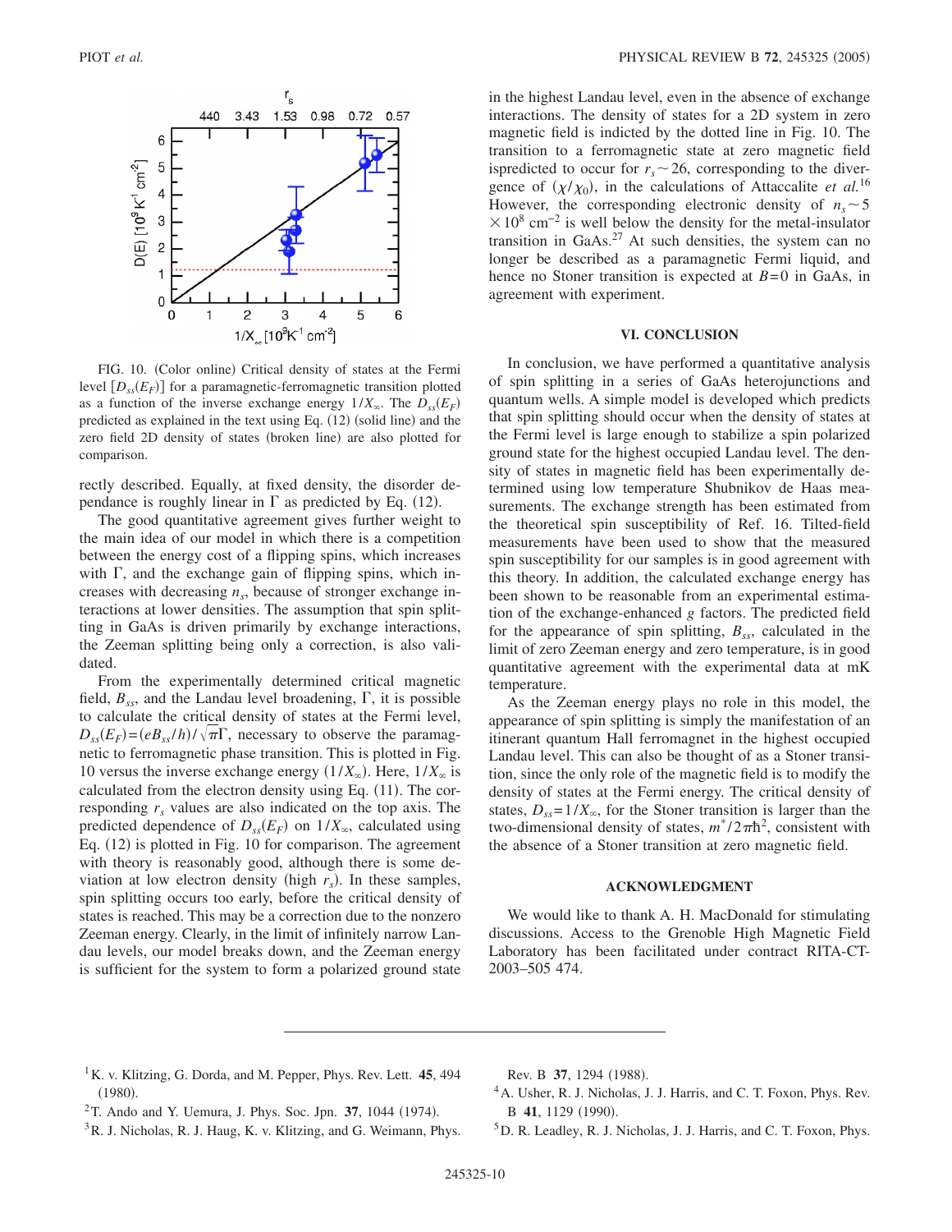FIG. 10. (Color online) Critical density of states at the Fermi level $[D_{ss}(E_F)]$ for a paramagnetic-ferromagnetic transition plotted as a function of the inverse exchange energy $1/X_\infty$. The $D_{ss}(E_F)$ predicted as explained in the text using Eq. (12) (solid line) and the zero field 2D density of states (broken line) are also plotted for comparison.

rectly described. Equally, at fixed density, the disorder dependance is roughly linear in $\Gamma$ as predicted by Eq. (12).

The good quantitative agreement gives further weight to the main idea of our model in which there is a competition between the energy cost of a flipping spins, which increases with $\Gamma$, and the exchange gain of flipping spins, which increases with decreasing $n_s$, because of stronger exchange interactions at lower densities. The assumption that spin splitting in GaAs is driven primarily by exchange interactions, the Zeeman splitting being only a correction, is also validated.

From the experimentally determined critical magnetic field, $B_{ss}$, and the Landau level broadening, $\Gamma$, it is possible to calculate the critical density of states at the Fermi level, $D_{ss}(E_F)=(eB_{ss}/h)/\sqrt{\pi}\Gamma$, necessary to observe the paramagnetic to ferromagnetic phase transition. This is plotted in Fig. 10 versus the inverse exchange energy $(1/X_\infty)$. Here, $1/X_\infty$ is calculated from the electron density using Eq. (11). The corresponding $r_s$ values are also indicated on the top axis. The predicted dependence of $D_{ss}(E_F)$ on $1/X_\infty$, calculated using Eq. (12) is plotted in Fig. 10 for comparison. The agreement with theory is reasonably good, although there is some deviation at low electron density (high $r_s$). In these samples, spin splitting occurs too early, before the critical density of states is reached. This may be a correction due to the nonzero Zeeman energy. Clearly, in the limit of infinitely narrow Landau levels, our model breaks down, and the Zeeman energy is sufficient for the system to form a polarized ground state in the highest Landau level, even in the absence of exchange interactions. The density of states for a 2D system in zero magnetic field is indicted by the dotted line in Fig. 10. The transition to a ferromagnetic state at zero magnetic field ispredicted to occur for $r_s \sim 26$, corresponding to the divergence of $(\chi/\chi_0)$, in the calculations of Attaccalite *et al.*[16] However, the corresponding electronic density of $n_s \sim 5 \times 10^8$ cm$^{-2}$ is well below the density for the metal-insulator transition in GaAs.[27] At such densities, the system can no longer be described as a paramagnetic Fermi liquid, and hence no Stoner transition is expected at $B=0$ in GaAs, in agreement with experiment.

## VI. CONCLUSION

In conclusion, we have performed a quantitative analysis of spin splitting in a series of GaAs heterojunctions and quantum wells. A simple model is developed which predicts that spin splitting should occur when the density of states at the Fermi level is large enough to stabilize a spin polarized ground state for the highest occupied Landau level. The density of states in magnetic field has been experimentally determined using low temperature Shubnikov de Haas measurements. The exchange strength has been estimated from the theoretical spin susceptibility of Ref. 16. Tilted-field measurements have been used to show that the measured spin susceptibility for our samples is in good agreement with this theory. In addition, the calculated exchange energy has been shown to be reasonable from an experimental estimation of the exchange-enhanced $g$ factors. The predicted field for the appearance of spin splitting, $B_{ss}$, calculated in the limit of zero Zeeman energy and zero temperature, is in good quantitative agreement with the experimental data at mK temperature.

As the Zeeman energy plays no role in this model, the appearance of spin splitting is simply the manifestation of an itinerant quantum Hall ferromagnet in the highest occupied Landau level. This can also be thought of as a Stoner transition, since the only role of the magnetic field is to modify the density of states at the Fermi energy. The critical density of states, $D_{ss}=1/X_\infty$, for the Stoner transition is larger than the two-dimensional density of states, $m^*/2\pi\hbar^2$, consistent with the absence of a Stoner transition at zero magnetic field.

## ACKNOWLEDGMENT

We would like to thank A. H. MacDonald for stimulating discussions. Access to the Grenoble High Magnetic Field Laboratory has been facilitated under contract RITA-CT-2003–505 474.

---

[1] K. v. Klitzing, G. Dorda, and M. Pepper, Phys. Rev. Lett. **45**, 494 (1980).

[2] T. Ando and Y. Uemura, J. Phys. Soc. Jpn. **37**, 1044 (1974).

[3] R. J. Nicholas, R. J. Haug, K. v. Klitzing, and G. Weimann, Phys. Rev. B **37**, 1294 (1988).

[4] A. Usher, R. J. Nicholas, J. J. Harris, and C. T. Foxon, Phys. Rev. B **41**, 1129 (1990).

[5] D. R. Leadley, R. J. Nicholas, J. J. Harris, and C. T. Foxon, Phys.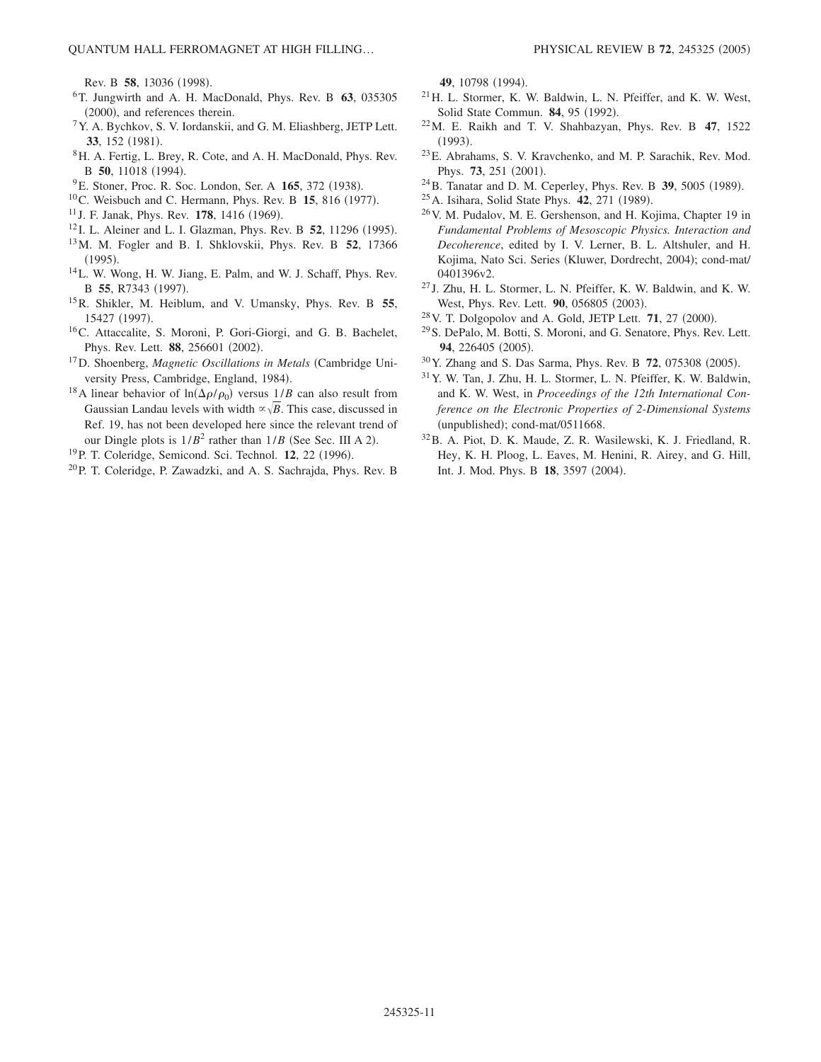Rev. B **58**, 13036 (1998).

[6] T. Jungwirth and A. H. MacDonald, Phys. Rev. B **63**, 035305 (2000), and references therein.

[7] Y. A. Bychkov, S. V. Iordanskii, and G. M. Eliashberg, JETP Lett. **33**, 152 (1981).

[8] H. A. Fertig, L. Brey, R. Cote, and A. H. MacDonald, Phys. Rev. B **50**, 11018 (1994).

[9] E. Stoner, Proc. R. Soc. London, Ser. A **165**, 372 (1938).

[10] C. Weisbuch and C. Hermann, Phys. Rev. B **15**, 816 (1977).

[11] J. F. Janak, Phys. Rev. **178**, 1416 (1969).

[12] I. L. Aleiner and L. I. Glazman, Phys. Rev. B **52**, 11296 (1995).

[13] M. M. Fogler and B. I. Shklovskii, Phys. Rev. B **52**, 17366 (1995).

[14] L. W. Wong, H. W. Jiang, E. Palm, and W. J. Schaff, Phys. Rev. B **55**, R7343 (1997).

[15] R. Shikler, M. Heiblum, and V. Umansky, Phys. Rev. B **55**, 15427 (1997).

[16] C. Attaccalite, S. Moroni, P. Gori-Giorgi, and G. B. Bachelet, Phys. Rev. Lett. **88**, 256601 (2002).

[17] D. Shoenberg, *Magnetic Oscillations in Metals* (Cambridge University Press, Cambridge, England, 1984).

[18] A linear behavior of $\ln(\Delta\rho/\rho_0)$ versus $1/B$ can also result from Gaussian Landau levels with width $\propto\sqrt{B}$. This case, discussed in Ref. 19, has not been developed here since the relevant trend of our Dingle plots is $1/B^2$ rather than $1/B$ (See Sec. III A 2).

[19] P. T. Coleridge, Semicond. Sci. Technol. **12**, 22 (1996).

[20] P. T. Coleridge, P. Zawadzki, and A. S. Sachrajda, Phys. Rev. B **49**, 10798 (1994).

[21] H. L. Stormer, K. W. Baldwin, L. N. Pfeiffer, and K. W. West, Solid State Commun. **84**, 95 (1992).

[22] M. E. Raikh and T. V. Shahbazyan, Phys. Rev. B **47**, 1522 (1993).

[23] E. Abrahams, S. V. Kravchenko, and M. P. Sarachik, Rev. Mod. Phys. **73**, 251 (2001).

[24] B. Tanatar and D. M. Ceperley, Phys. Rev. B **39**, 5005 (1989).

[25] A. Isihara, Solid State Phys. **42**, 271 (1989).

[26] V. M. Pudalov, M. E. Gershenson, and H. Kojima, Chapter 19 in *Fundamental Problems of Mesoscopic Physics. Interaction and Decoherence*, edited by I. V. Lerner, B. L. Altshuler, and H. Kojima, Nato Sci. Series (Kluwer, Dordrecht, 2004); cond-mat/0401396v2.

[27] J. Zhu, H. L. Stormer, L. N. Pfeiffer, K. W. Baldwin, and K. W. West, Phys. Rev. Lett. **90**, 056805 (2003).

[28] V. T. Dolgopolov and A. Gold, JETP Lett. **71**, 27 (2000).

[29] S. DePalo, M. Botti, S. Moroni, and G. Senatore, Phys. Rev. Lett. **94**, 226405 (2005).

[30] Y. Zhang and S. Das Sarma, Phys. Rev. B **72**, 075308 (2005).

[31] Y. W. Tan, J. Zhu, H. L. Stormer, L. N. Pfeiffer, K. W. Baldwin, and K. W. West, in *Proceedings of the 12th International Conference on the Electronic Properties of 2-Dimensional Systems* (unpublished); cond-mat/0511668.

[32] B. A. Piot, D. K. Maude, Z. R. Wasilewski, K. J. Friedland, R. Hey, K. H. Ploog, L. Eaves, M. Henini, R. Airey, and G. Hill, Int. J. Mod. Phys. B **18**, 3597 (2004).